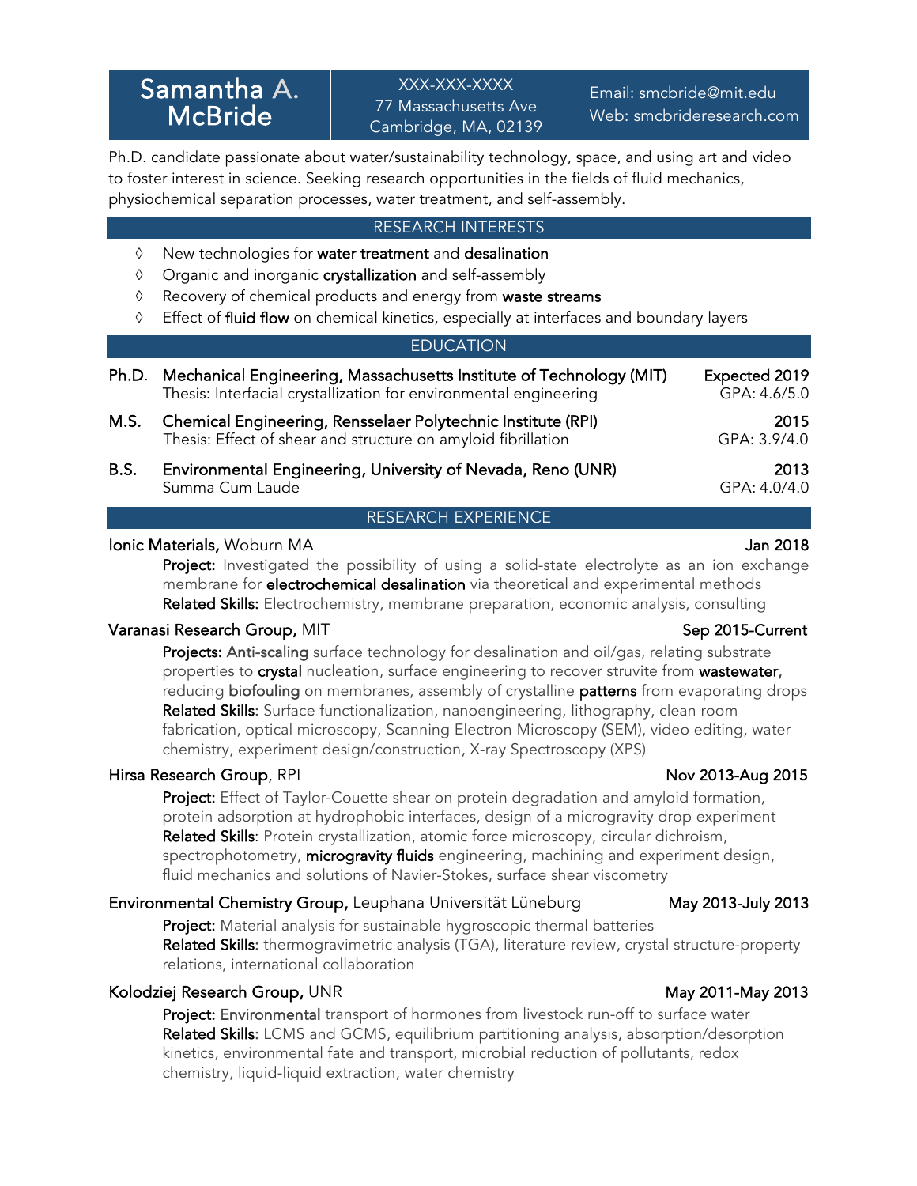# Samantha A. McBride

XXX-XXX-XXXX
77 Massachusetts Ave
Cambridge, MA, 02139

Email: smcbride@mit.edu
Web: smcbrideresearch.com

Ph.D. candidate passionate about water/sustainability technology, space, and using art and video to foster interest in science. Seeking research opportunities in the fields of fluid mechanics, physiochemical separation processes, water treatment, and self-assembly.

## RESEARCH INTERESTS

- New technologies for **water treatment** and **desalination**
- Organic and inorganic **crystallization** and self-assembly
- Recovery of chemical products and energy from **waste streams**
- Effect of **fluid flow** on chemical kinetics, especially at interfaces and boundary layers

## EDUCATION

**Ph.D.** **Mechanical Engineering, Massachusetts Institute of Technology (MIT)** — **Expected 2019**
Thesis: Interfacial crystallization for environmental engineering — GPA: 4.6/5.0

**M.S.** **Chemical Engineering, Rensselaer Polytechnic Institute (RPI)** — **2015**
Thesis: Effect of shear and structure on amyloid fibrillation — GPA: 3.9/4.0

**B.S.** **Environmental Engineering, University of Nevada, Reno (UNR)** — **2013**
Summa Cum Laude — GPA: 4.0/4.0

## RESEARCH EXPERIENCE

**Ionic Materials,** Woburn MA — **Jan 2018**

**Project:** Investigated the possibility of using a solid-state electrolyte as an ion exchange membrane for **electrochemical desalination** via theoretical and experimental methods
**Related Skills:** Electrochemistry, membrane preparation, economic analysis, consulting

**Varanasi Research Group,** MIT — **Sep 2015-Current**

**Projects: Anti-scaling** surface technology for desalination and oil/gas, relating substrate properties to **crystal** nucleation, surface engineering to recover struvite from **wastewater,** reducing **biofouling** on membranes, assembly of crystalline **patterns** from evaporating drops
**Related Skills**: Surface functionalization, nanoengineering, lithography, clean room fabrication, optical microscopy, Scanning Electron Microscopy (SEM), video editing, water chemistry, experiment design/construction, X-ray Spectroscopy (XPS)

**Hirsa Research Group**, RPI — **Nov 2013-Aug 2015**

**Project:** Effect of Taylor-Couette shear on protein degradation and amyloid formation, protein adsorption at hydrophobic interfaces, design of a microgravity drop experiment
**Related Skills**: Protein crystallization, atomic force microscopy, circular dichroism, spectrophotometry, **microgravity fluids** engineering, machining and experiment design, fluid mechanics and solutions of Navier-Stokes, surface shear viscometry

**Environmental Chemistry Group,** Leuphana Universität Lüneburg — **May 2013-July 2013**

**Project:** Material analysis for sustainable hygroscopic thermal batteries
**Related Skills:** thermogravimetric analysis (TGA), literature review, crystal structure-property relations, international collaboration

**Kolodziej Research Group,** UNR — **May 2011-May 2013**

**Project: Environmental** transport of hormones from livestock run-off to surface water
**Related Skills**: LCMS and GCMS, equilibrium partitioning analysis, absorption/desorption kinetics, environmental fate and transport, microbial reduction of pollutants, redox chemistry, liquid-liquid extraction, water chemistry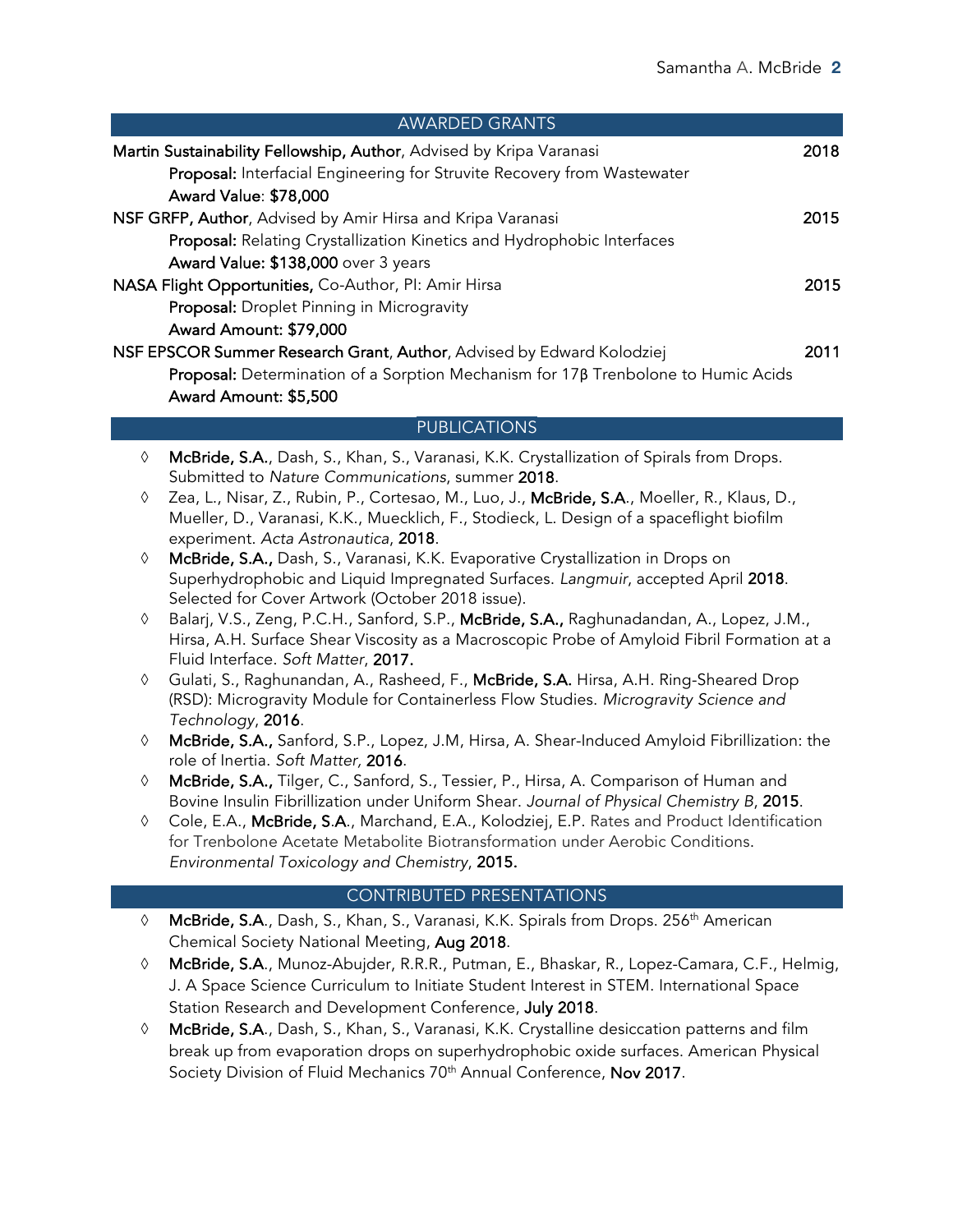## AWARDED GRANTS

**Martin Sustainability Fellowship, Author**, Advised by Kripa Varanasi — **2018**
**Proposal:** Interfacial Engineering for Struvite Recovery from Wastewater
**Award Value**: **$78,000**

**NSF GRFP, Author**, Advised by Amir Hirsa and Kripa Varanasi — **2015**
**Proposal:** Relating Crystallization Kinetics and Hydrophobic Interfaces
**Award Value: $138,000** over 3 years

**NASA Flight Opportunities,** Co-Author, PI: Amir Hirsa — **2015**
**Proposal:** Droplet Pinning in Microgravity
**Award Amount: $79,000**

**NSF EPSCOR Summer Research Grant**, **Author**, Advised by Edward Kolodziej — **2011**
**Proposal:** Determination of a Sorption Mechanism for 17β Trenbolone to Humic Acids
**Award Amount: $5,500**

## PUBLICATIONS

- **McBride, S.A.**, Dash, S., Khan, S., Varanasi, K.K. Crystallization of Spirals from Drops. Submitted to *Nature Communications*, summer **2018**.
- Zea, L., Nisar, Z., Rubin, P., Cortesao, M., Luo, J., **McBride, S.A**., Moeller, R., Klaus, D., Mueller, D., Varanasi, K.K., Muecklich, F., Stodieck, L. Design of a spaceflight biofilm experiment. *Acta Astronautica*, **2018**.
- **McBride, S.A.,** Dash, S., Varanasi, K.K. Evaporative Crystallization in Drops on Superhydrophobic and Liquid Impregnated Surfaces. *Langmuir*, accepted April **2018**. Selected for Cover Artwork (October 2018 issue).
- Balarj, V.S., Zeng, P.C.H., Sanford, S.P., **McBride, S.A.,** Raghunadandan, A., Lopez, J.M., Hirsa, A.H. Surface Shear Viscosity as a Macroscopic Probe of Amyloid Fibril Formation at a Fluid Interface. *Soft Matter*, **2017.**
- Gulati, S., Raghunandan, A., Rasheed, F., **McBride, S.A.** Hirsa, A.H. Ring-Sheared Drop (RSD): Microgravity Module for Containerless Flow Studies. *Microgravity Science and Technology*, **2016**.
- **McBride, S.A.,** Sanford, S.P., Lopez, J.M, Hirsa, A. Shear-Induced Amyloid Fibrillization: the role of Inertia. *Soft Matter,* **2016**.
- **McBride, S.A.,** Tilger, C., Sanford, S., Tessier, P., Hirsa, A. Comparison of Human and Bovine Insulin Fibrillization under Uniform Shear. *Journal of Physical Chemistry B*, **2015**.
- Cole, E.A., **McBride, S.A**., Marchand, E.A., Kolodziej, E.P. Rates and Product Identification for Trenbolone Acetate Metabolite Biotransformation under Aerobic Conditions. *Environmental Toxicology and Chemistry*, **2015.**

## CONTRIBUTED PRESENTATIONS

- **McBride, S.A**., Dash, S., Khan, S., Varanasi, K.K. Spirals from Drops. 256th American Chemical Society National Meeting, **Aug 2018**.
- **McBride, S.A**., Munoz-Abujder, R.R.R., Putman, E., Bhaskar, R., Lopez-Camara, C.F., Helmig, J. A Space Science Curriculum to Initiate Student Interest in STEM. International Space Station Research and Development Conference, **July 2018**.
- **McBride, S.A**., Dash, S., Khan, S., Varanasi, K.K. Crystalline desiccation patterns and film break up from evaporation drops on superhydrophobic oxide surfaces. American Physical Society Division of Fluid Mechanics 70th Annual Conference, **Nov 2017**.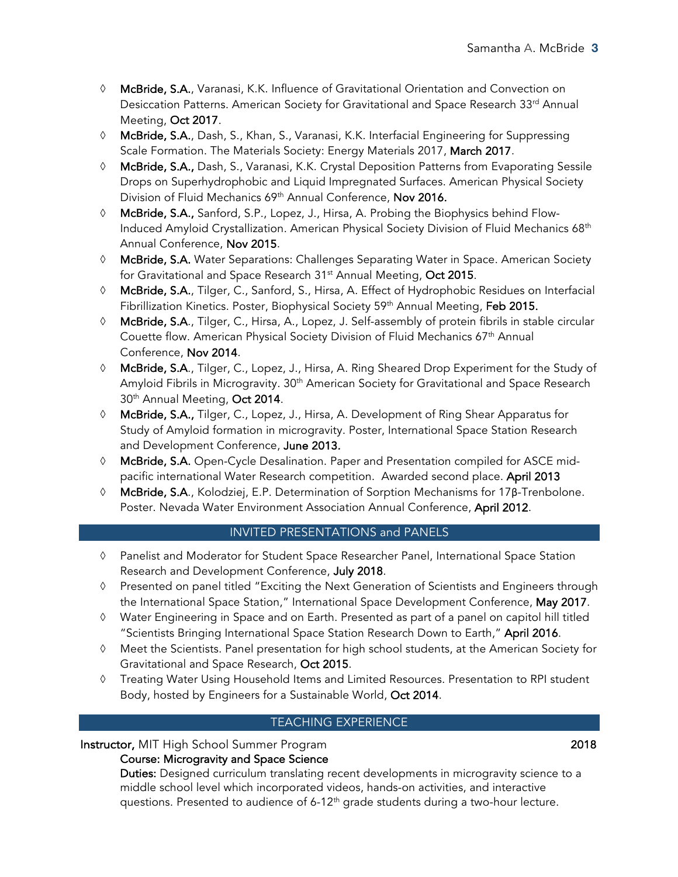- **McBride, S.A.**, Varanasi, K.K. Influence of Gravitational Orientation and Convection on Desiccation Patterns. American Society for Gravitational and Space Research 33rd Annual Meeting, **Oct 2017**.
- **McBride, S.A.**, Dash, S., Khan, S., Varanasi, K.K. Interfacial Engineering for Suppressing Scale Formation. The Materials Society: Energy Materials 2017, **March 2017**.
- **McBride, S.A.,** Dash, S., Varanasi, K.K. Crystal Deposition Patterns from Evaporating Sessile Drops on Superhydrophobic and Liquid Impregnated Surfaces. American Physical Society Division of Fluid Mechanics 69th Annual Conference, **Nov 2016.**
- **McBride, S.A.,** Sanford, S.P., Lopez, J., Hirsa, A. Probing the Biophysics behind Flow-Induced Amyloid Crystallization. American Physical Society Division of Fluid Mechanics 68th Annual Conference, **Nov 2015**.
- **McBride, S.A.** Water Separations: Challenges Separating Water in Space. American Society for Gravitational and Space Research 31st Annual Meeting, **Oct 2015**.
- **McBride, S.A.**, Tilger, C., Sanford, S., Hirsa, A. Effect of Hydrophobic Residues on Interfacial Fibrillization Kinetics. Poster, Biophysical Society 59th Annual Meeting, **Feb 2015.**
- **McBride, S.A**., Tilger, C., Hirsa, A., Lopez, J. Self-assembly of protein fibrils in stable circular Couette flow. American Physical Society Division of Fluid Mechanics 67th Annual Conference, **Nov 2014**.
- **McBride, S.A**., Tilger, C., Lopez, J., Hirsa, A. Ring Sheared Drop Experiment for the Study of Amyloid Fibrils in Microgravity. 30th American Society for Gravitational and Space Research 30th Annual Meeting, **Oct 2014**.
- **McBride, S.A.,** Tilger, C., Lopez, J., Hirsa, A. Development of Ring Shear Apparatus for Study of Amyloid formation in microgravity. Poster, International Space Station Research and Development Conference, **June 2013.**
- **McBride, S.A.** Open-Cycle Desalination. Paper and Presentation compiled for ASCE mid-pacific international Water Research competition. Awarded second place. **April 2013**
- **McBride, S.A**., Kolodziej, E.P. Determination of Sorption Mechanisms for 17β-Trenbolone. Poster. Nevada Water Environment Association Annual Conference, **April 2012**.

## INVITED PRESENTATIONS and PANELS

- Panelist and Moderator for Student Space Researcher Panel, International Space Station Research and Development Conference, **July 2018**.
- Presented on panel titled "Exciting the Next Generation of Scientists and Engineers through the International Space Station," International Space Development Conference, **May 2017**.
- Water Engineering in Space and on Earth. Presented as part of a panel on capitol hill titled "Scientists Bringing International Space Station Research Down to Earth," **April 2016**.
- Meet the Scientists. Panel presentation for high school students, at the American Society for Gravitational and Space Research, **Oct 2015**.
- Treating Water Using Household Items and Limited Resources. Presentation to RPI student Body, hosted by Engineers for a Sustainable World, **Oct 2014**.

## TEACHING EXPERIENCE

**Instructor,** MIT High School Summer Program **2018**

Course: Microgravity and Space Science

**Duties:** Designed curriculum translating recent developments in microgravity science to a middle school level which incorporated videos, hands-on activities, and interactive questions. Presented to audience of 6-12th grade students during a two-hour lecture.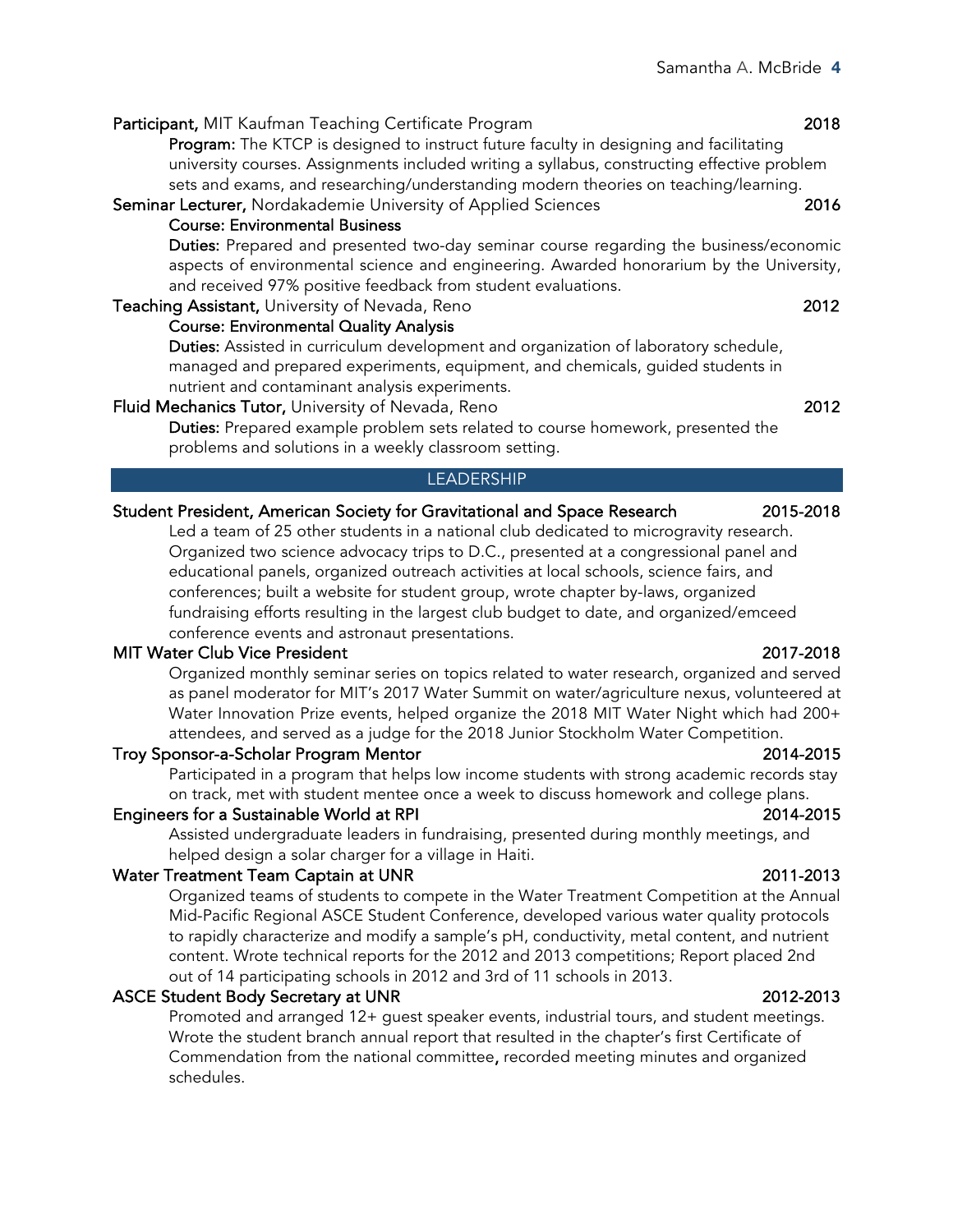**Participant,** MIT Kaufman Teaching Certificate Program **2018**

**Program:** The KTCP is designed to instruct future faculty in designing and facilitating university courses. Assignments included writing a syllabus, constructing effective problem sets and exams, and researching/understanding modern theories on teaching/learning.

**Seminar Lecturer,** Nordakademie University of Applied Sciences **2016**

**Course: Environmental Business**

**Duties:** Prepared and presented two-day seminar course regarding the business/economic aspects of environmental science and engineering. Awarded honorarium by the University, and received 97% positive feedback from student evaluations.

**Teaching Assistant,** University of Nevada, Reno **2012**

**Course: Environmental Quality Analysis**

**Duties:** Assisted in curriculum development and organization of laboratory schedule, managed and prepared experiments, equipment, and chemicals, guided students in nutrient and contaminant analysis experiments.

**Fluid Mechanics Tutor,** University of Nevada, Reno **2012**

**Duties:** Prepared example problem sets related to course homework, presented the problems and solutions in a weekly classroom setting.

## LEADERSHIP

**Student President, American Society for Gravitational and Space Research** **2015-2018**

Led a team of 25 other students in a national club dedicated to microgravity research. Organized two science advocacy trips to D.C., presented at a congressional panel and educational panels, organized outreach activities at local schools, science fairs, and conferences; built a website for student group, wrote chapter by-laws, organized fundraising efforts resulting in the largest club budget to date, and organized/emceed conference events and astronaut presentations.

**MIT Water Club Vice President** **2017-2018**

Organized monthly seminar series on topics related to water research, organized and served as panel moderator for MIT's 2017 Water Summit on water/agriculture nexus, volunteered at Water Innovation Prize events, helped organize the 2018 MIT Water Night which had 200+ attendees, and served as a judge for the 2018 Junior Stockholm Water Competition.

**Troy Sponsor-a-Scholar Program Mentor** **2014-2015**

Participated in a program that helps low income students with strong academic records stay on track, met with student mentee once a week to discuss homework and college plans.

**Engineers for a Sustainable World at RPI** **2014-2015**

Assisted undergraduate leaders in fundraising, presented during monthly meetings, and helped design a solar charger for a village in Haiti.

**Water Treatment Team Captain at UNR** **2011-2013**

Organized teams of students to compete in the Water Treatment Competition at the Annual Mid-Pacific Regional ASCE Student Conference, developed various water quality protocols to rapidly characterize and modify a sample's pH, conductivity, metal content, and nutrient content. Wrote technical reports for the 2012 and 2013 competitions; Report placed 2nd out of 14 participating schools in 2012 and 3rd of 11 schools in 2013.

**ASCE Student Body Secretary at UNR** **2012-2013**

Promoted and arranged 12+ guest speaker events, industrial tours, and student meetings. Wrote the student branch annual report that resulted in the chapter's first Certificate of Commendation from the national committee, recorded meeting minutes and organized schedules.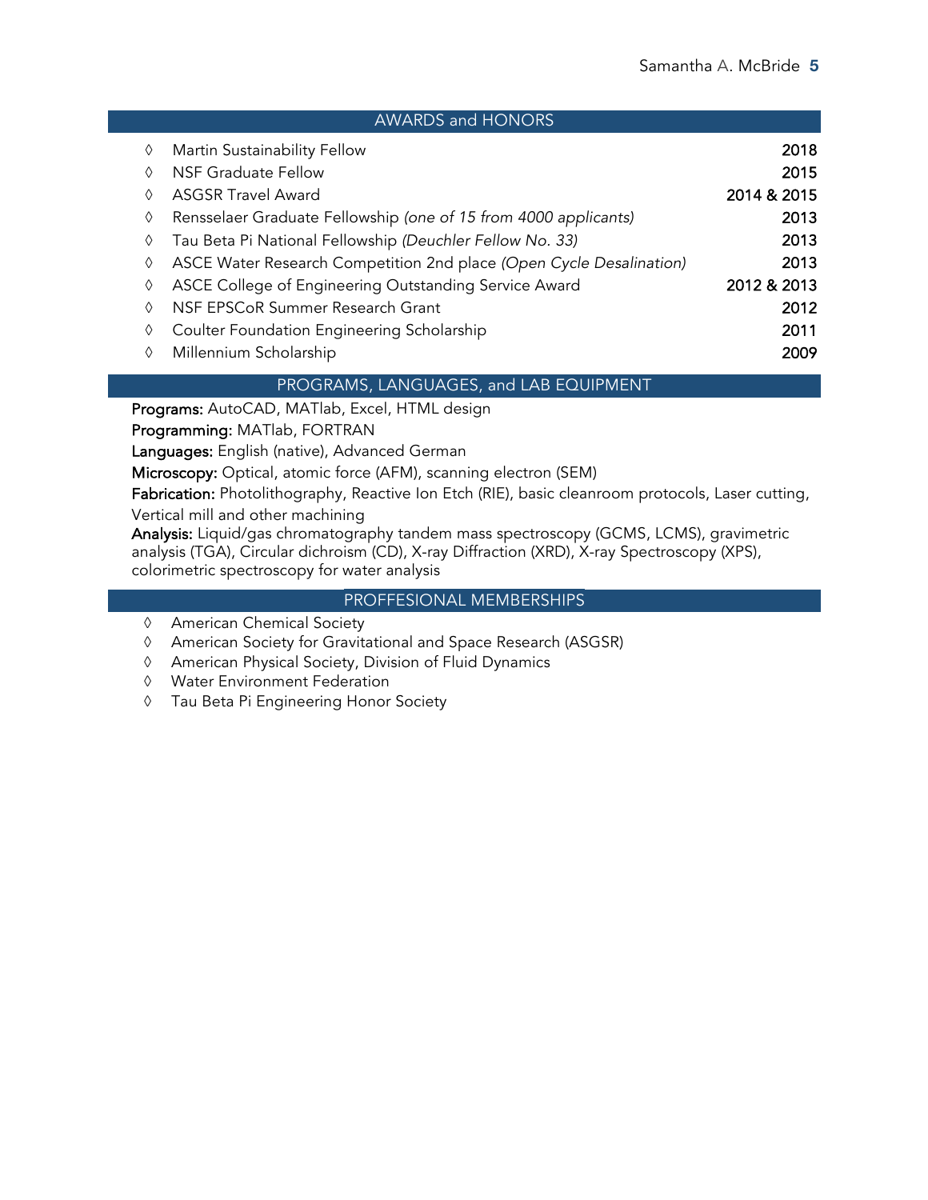## AWARDS and HONORS

- Martin Sustainability Fellow **2018**
- NSF Graduate Fellow **2015**
- ASGSR Travel Award **2014 & 2015**
- Rensselaer Graduate Fellowship *(one of 15 from 4000 applicants)* **2013**
- Tau Beta Pi National Fellowship *(Deuchler Fellow No. 33)* **2013**
- ASCE Water Research Competition 2nd place *(Open Cycle Desalination)* **2013**
- ASCE College of Engineering Outstanding Service Award **2012 & 2013**
- NSF EPSCoR Summer Research Grant **2012**
- Coulter Foundation Engineering Scholarship **2011**
- Millennium Scholarship **2009**

## PROGRAMS, LANGUAGES, and LAB EQUIPMENT

**Programs:** AutoCAD, MATlab, Excel, HTML design

**Programming:** MATlab, FORTRAN

**Languages:** English (native), Advanced German

**Microscopy:** Optical, atomic force (AFM), scanning electron (SEM)

**Fabrication:** Photolithography, Reactive Ion Etch (RIE), basic cleanroom protocols, Laser cutting, Vertical mill and other machining

**Analysis:** Liquid/gas chromatography tandem mass spectroscopy (GCMS, LCMS), gravimetric analysis (TGA), Circular dichroism (CD), X-ray Diffraction (XRD), X-ray Spectroscopy (XPS), colorimetric spectroscopy for water analysis

## PROFFESIONAL MEMBERSHIPS

- American Chemical Society
- American Society for Gravitational and Space Research (ASGSR)
- American Physical Society, Division of Fluid Dynamics
- Water Environment Federation
- Tau Beta Pi Engineering Honor Society